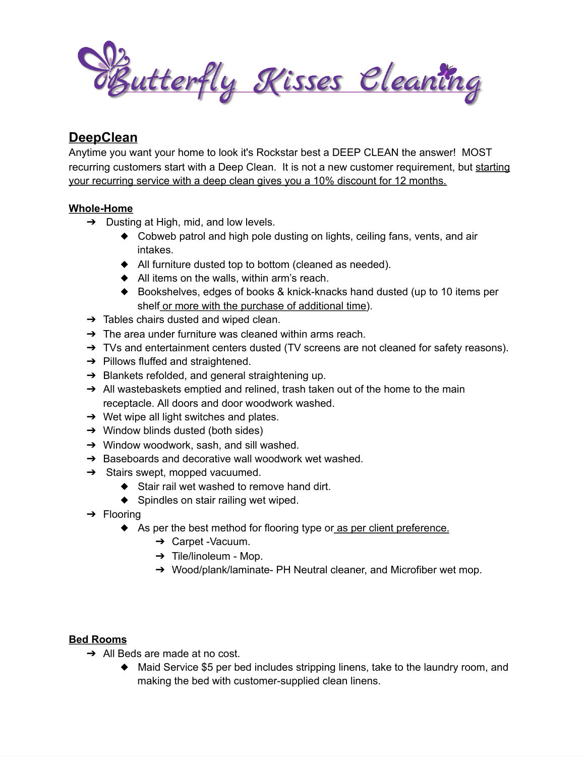# Butterfly Kisses Cleaning

## DeepClean

Anytime you want your home to look it's Rockstar best a DEEP CLEAN the answer! MOST recurring customers start with a Deep Clean. It is not a new customer requirement, but starting your recurring service with a deep clean gives you a 10% discount for 12 months.

### Whole-Home

- Dusting at High, mid, and low levels.
  - Cobweb patrol and high pole dusting on lights, ceiling fans, vents, and air intakes.
  - All furniture dusted top to bottom (cleaned as needed).
  - All items on the walls, within arm's reach.
  - Bookshelves, edges of books & knick-knacks hand dusted (up to 10 items per shelf or more with the purchase of additional time).
- Tables chairs dusted and wiped clean.
- The area under furniture was cleaned within arms reach.
- TVs and entertainment centers dusted (TV screens are not cleaned for safety reasons).
- Pillows fluffed and straightened.
- Blankets refolded, and general straightening up.
- All wastebaskets emptied and relined, trash taken out of the home to the main receptacle. All doors and door woodwork washed.
- Wet wipe all light switches and plates.
- Window blinds dusted (both sides)
- Window woodwork, sash, and sill washed.
- Baseboards and decorative wall woodwork wet washed.
- Stairs swept, mopped vacuumed.
  - Stair rail wet washed to remove hand dirt.
  - Spindles on stair railing wet wiped.
- Flooring
  - As per the best method for flooring type or as per client preference.
    - Carpet -Vacuum.
    - Tile/linoleum - Mop.
    - Wood/plank/laminate- PH Neutral cleaner, and Microfiber wet mop.

### Bed Rooms

- All Beds are made at no cost.
  - Maid Service $5 per bed includes stripping linens, take to the laundry room, and making the bed with customer-supplied clean linens.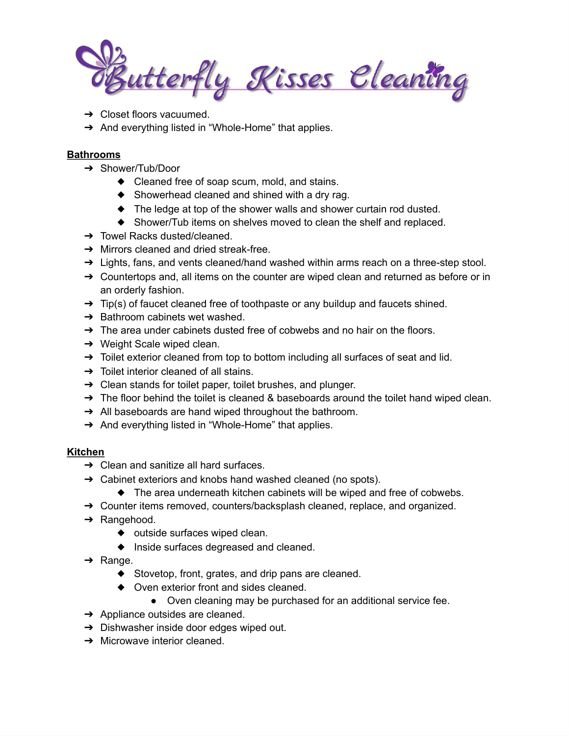- Closet floors vacuumed.
- And everything listed in "Whole-Home" that applies.

**Bathrooms**

- Shower/Tub/Door
  - Cleaned free of soap scum, mold, and stains.
  - Showerhead cleaned and shined with a dry rag.
  - The ledge at top of the shower walls and shower curtain rod dusted.
  - Shower/Tub items on shelves moved to clean the shelf and replaced.
- Towel Racks dusted/cleaned.
- Mirrors cleaned and dried streak-free.
- Lights, fans, and vents cleaned/hand washed within arms reach on a three-step stool.
- Countertops and, all items on the counter are wiped clean and returned as before or in an orderly fashion.
- Tip(s) of faucet cleaned free of toothpaste or any buildup and faucets shined.
- Bathroom cabinets wet washed.
- The area under cabinets dusted free of cobwebs and no hair on the floors.
- Weight Scale wiped clean.
- Toilet exterior cleaned from top to bottom including all surfaces of seat and lid.
- Toilet interior cleaned of all stains.
- Clean stands for toilet paper, toilet brushes, and plunger.
- The floor behind the toilet is cleaned & baseboards around the toilet hand wiped clean.
- All baseboards are hand wiped throughout the bathroom.
- And everything listed in "Whole-Home" that applies.

**Kitchen**

- Clean and sanitize all hard surfaces.
- Cabinet exteriors and knobs hand washed cleaned (no spots).
  - The area underneath kitchen cabinets will be wiped and free of cobwebs.
- Counter items removed, counters/backsplash cleaned, replace, and organized.
- Rangehood.
  - outside surfaces wiped clean.
  - Inside surfaces degreased and cleaned.
- Range.
  - Stovetop, front, grates, and drip pans are cleaned.
  - Oven exterior front and sides cleaned.
    - Oven cleaning may be purchased for an additional service fee.
- Appliance outsides are cleaned.
- Dishwasher inside door edges wiped out.
- Microwave interior cleaned.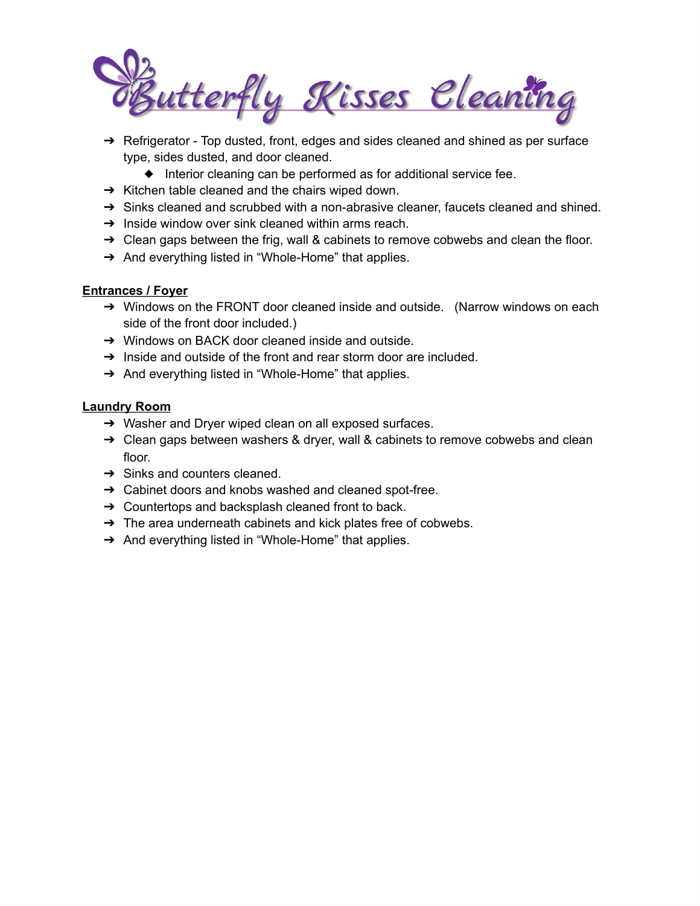# Butterfly Kisses Cleaning

- Refrigerator - Top dusted, front, edges and sides cleaned and shined as per surface type, sides dusted, and door cleaned.
  - Interior cleaning can be performed as for additional service fee.
- Kitchen table cleaned and the chairs wiped down.
- Sinks cleaned and scrubbed with a non-abrasive cleaner, faucets cleaned and shined.
- Inside window over sink cleaned within arms reach.
- Clean gaps between the frig, wall & cabinets to remove cobwebs and clean the floor.
- And everything listed in "Whole-Home" that applies.

**Entrances / Foyer**

- Windows on the FRONT door cleaned inside and outside. (Narrow windows on each side of the front door included.)
- Windows on BACK door cleaned inside and outside.
- Inside and outside of the front and rear storm door are included.
- And everything listed in "Whole-Home" that applies.

**Laundry Room**

- Washer and Dryer wiped clean on all exposed surfaces.
- Clean gaps between washers & dryer, wall & cabinets to remove cobwebs and clean floor.
- Sinks and counters cleaned.
- Cabinet doors and knobs washed and cleaned spot-free.
- Countertops and backsplash cleaned front to back.
- The area underneath cabinets and kick plates free of cobwebs.
- And everything listed in "Whole-Home" that applies.